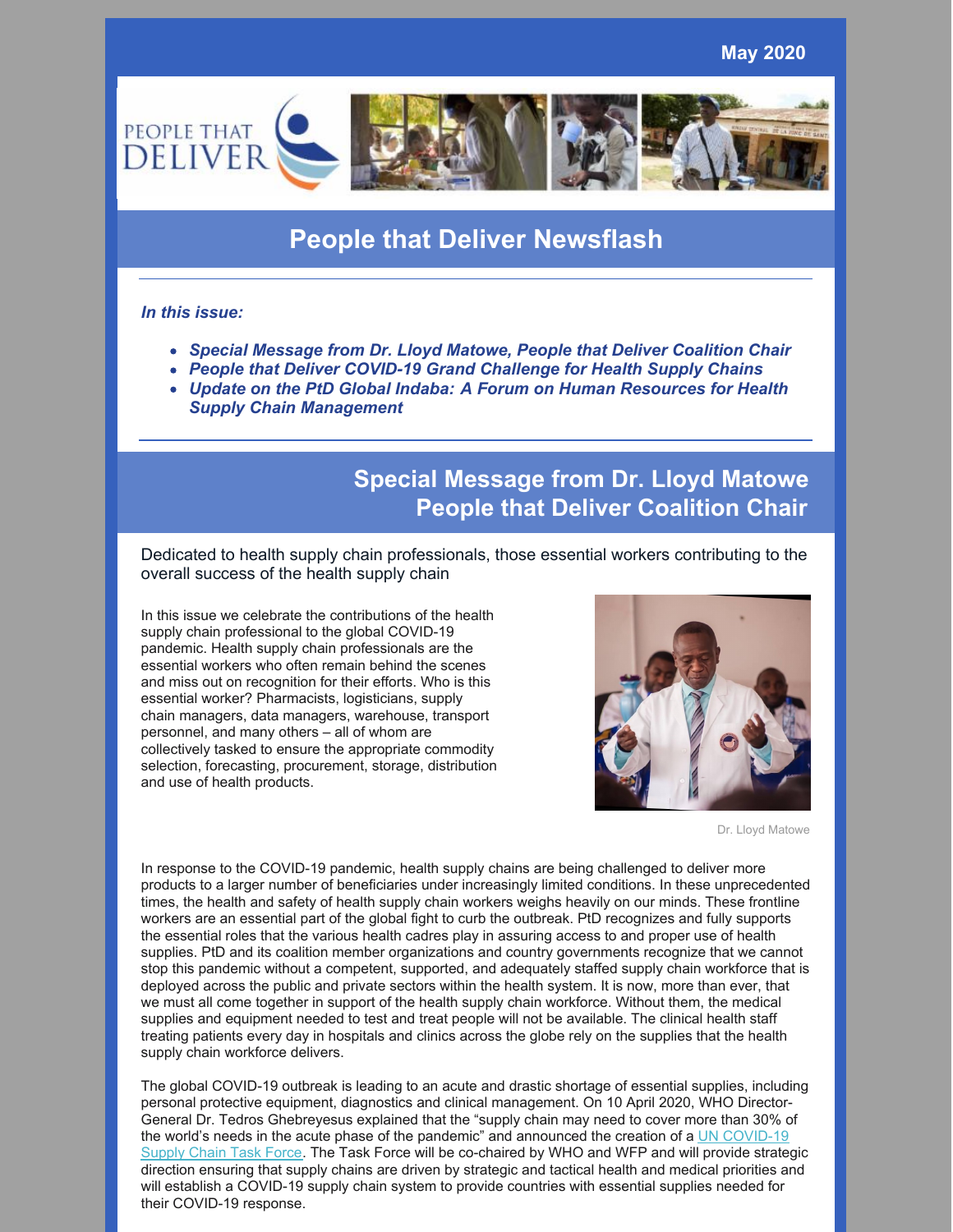May 2020

# People that Deliver Newsflash

***In this issue:***

- ***Special Message from Dr. Lloyd Matowe, People that Deliver Coalition Chair***
- ***People that Deliver COVID-19 Grand Challenge for Health Supply Chains***
- ***Update on the PtD Global Indaba: A Forum on Human Resources for Health Supply Chain Management***

## Special Message from Dr. Lloyd Matowe People that Deliver Coalition Chair

Dedicated to health supply chain professionals, those essential workers contributing to the overall success of the health supply chain

In this issue we celebrate the contributions of the health supply chain professional to the global COVID-19 pandemic. Health supply chain professionals are the essential workers who often remain behind the scenes and miss out on recognition for their efforts. Who is this essential worker? Pharmacists, logisticians, supply chain managers, data managers, warehouse, transport personnel, and many others – all of whom are collectively tasked to ensure the appropriate commodity selection, forecasting, procurement, storage, distribution and use of health products.

Dr. Lloyd Matowe

In response to the COVID-19 pandemic, health supply chains are being challenged to deliver more products to a larger number of beneficiaries under increasingly limited conditions. In these unprecedented times, the health and safety of health supply chain workers weighs heavily on our minds. These frontline workers are an essential part of the global fight to curb the outbreak. PtD recognizes and fully supports the essential roles that the various health cadres play in assuring access to and proper use of health supplies. PtD and its coalition member organizations and country governments recognize that we cannot stop this pandemic without a competent, supported, and adequately staffed supply chain workforce that is deployed across the public and private sectors within the health system. It is now, more than ever, that we must all come together in support of the health supply chain workforce. Without them, the medical supplies and equipment needed to test and treat people will not be available. The clinical health staff treating patients every day in hospitals and clinics across the globe rely on the supplies that the health supply chain workforce delivers.

The global COVID-19 outbreak is leading to an acute and drastic shortage of essential supplies, including personal protective equipment, diagnostics and clinical management. On 10 April 2020, WHO Director-General Dr. Tedros Ghebreyesus explained that the "supply chain may need to cover more than 30% of the world's needs in the acute phase of the pandemic" and announced the creation of a UN COVID-19 Supply Chain Task Force. The Task Force will be co-chaired by WHO and WFP and will provide strategic direction ensuring that supply chains are driven by strategic and tactical health and medical priorities and will establish a COVID-19 supply chain system to provide countries with essential supplies needed for their COVID-19 response.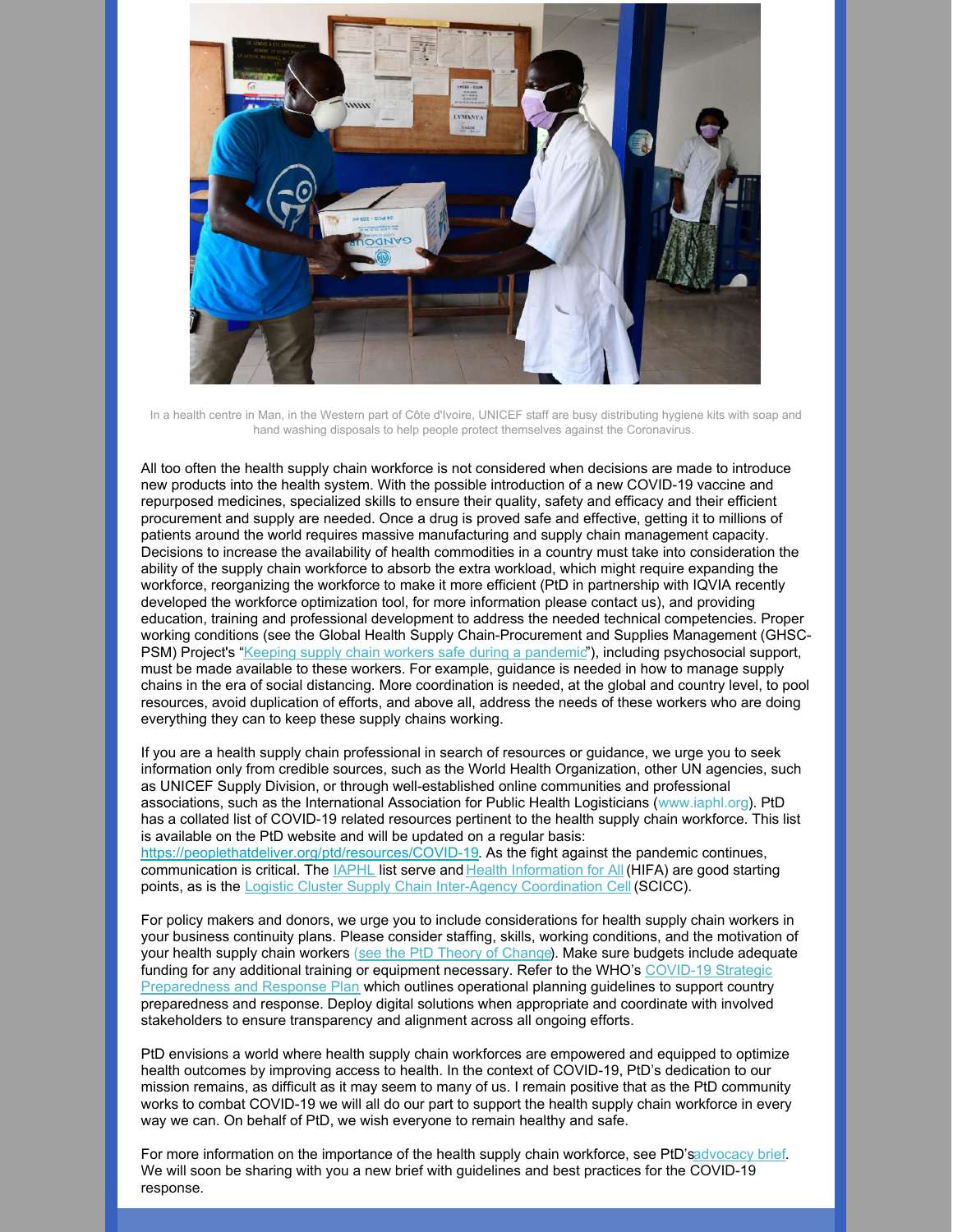In a health centre in Man, in the Western part of Côte d'Ivoire, UNICEF staff are busy distributing hygiene kits with soap and hand washing disposals to help people protect themselves against the Coronavirus.

All too often the health supply chain workforce is not considered when decisions are made to introduce new products into the health system. With the possible introduction of a new COVID-19 vaccine and repurposed medicines, specialized skills to ensure their quality, safety and efficacy and their efficient procurement and supply are needed. Once a drug is proved safe and effective, getting it to millions of patients around the world requires massive manufacturing and supply chain management capacity. Decisions to increase the availability of health commodities in a country must take into consideration the ability of the supply chain workforce to absorb the extra workload, which might require expanding the workforce, reorganizing the workforce to make it more efficient (PtD in partnership with IQVIA recently developed the workforce optimization tool, for more information please contact us), and providing education, training and professional development to address the needed technical competencies. Proper working conditions (see the Global Health Supply Chain-Procurement and Supplies Management (GHSC-PSM) Project's "Keeping supply chain workers safe during a pandemic"), including psychosocial support, must be made available to these workers. For example, guidance is needed in how to manage supply chains in the era of social distancing. More coordination is needed, at the global and country level, to pool resources, avoid duplication of efforts, and above all, address the needs of these workers who are doing everything they can to keep these supply chains working.

If you are a health supply chain professional in search of resources or guidance, we urge you to seek information only from credible sources, such as the World Health Organization, other UN agencies, such as UNICEF Supply Division, or through well-established online communities and professional associations, such as the International Association for Public Health Logisticians (www.iaphl.org). PtD has a collated list of COVID-19 related resources pertinent to the health supply chain workforce. This list is available on the PtD website and will be updated on a regular basis: https://peoplethatdeliver.org/ptd/resources/COVID-19. As the fight against the pandemic continues, communication is critical. The IAPHL list serve and Health Information for All (HIFA) are good starting points, as is the Logistic Cluster Supply Chain Inter-Agency Coordination Cell (SCICC).

For policy makers and donors, we urge you to include considerations for health supply chain workers in your business continuity plans. Please consider staffing, skills, working conditions, and the motivation of your health supply chain workers (see the PtD Theory of Change). Make sure budgets include adequate funding for any additional training or equipment necessary. Refer to the WHO's COVID-19 Strategic Preparedness and Response Plan which outlines operational planning guidelines to support country preparedness and response. Deploy digital solutions when appropriate and coordinate with involved stakeholders to ensure transparency and alignment across all ongoing efforts.

PtD envisions a world where health supply chain workforces are empowered and equipped to optimize health outcomes by improving access to health. In the context of COVID-19, PtD's dedication to our mission remains, as difficult as it may seem to many of us. I remain positive that as the PtD community works to combat COVID-19 we will all do our part to support the health supply chain workforce in every way we can. On behalf of PtD, we wish everyone to remain healthy and safe.

For more information on the importance of the health supply chain workforce, see PtD's advocacy brief. We will soon be sharing with you a new brief with guidelines and best practices for the COVID-19 response.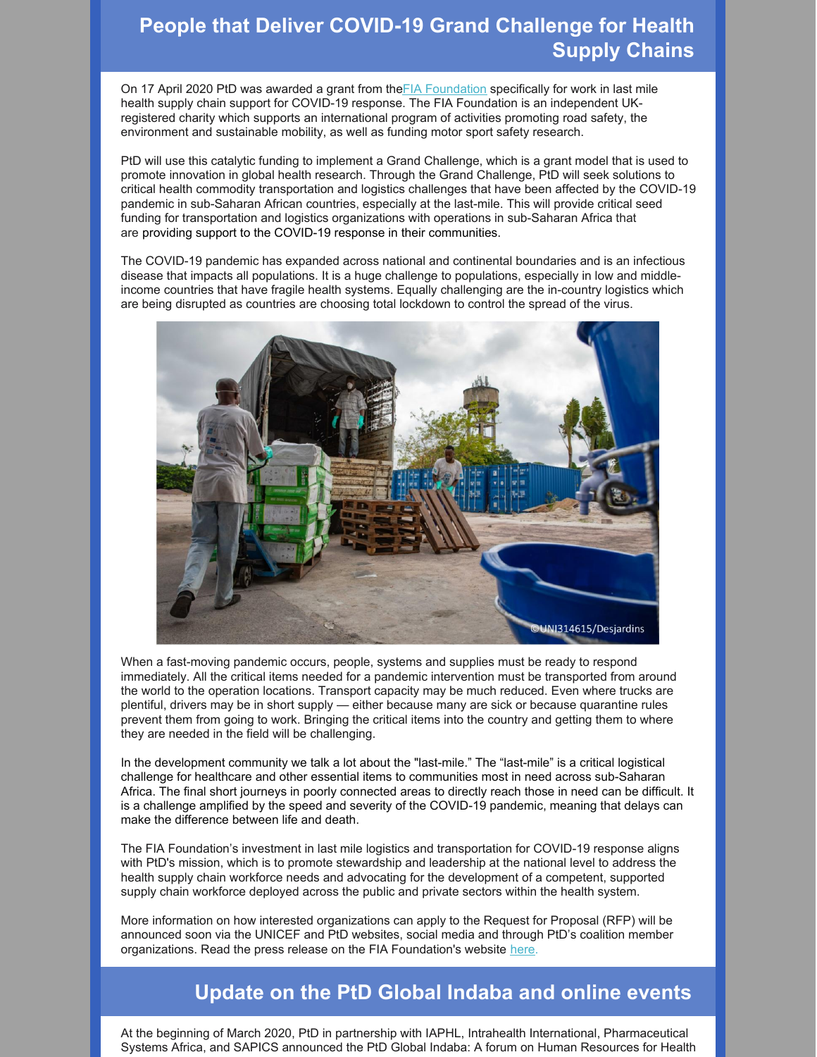## People that Deliver COVID-19 Grand Challenge for Health Supply Chains

On 17 April 2020 PtD was awarded a grant from the FIA Foundation specifically for work in last mile health supply chain support for COVID-19 response. The FIA Foundation is an independent UK-registered charity which supports an international program of activities promoting road safety, the environment and sustainable mobility, as well as funding motor sport safety research.

PtD will use this catalytic funding to implement a Grand Challenge, which is a grant model that is used to promote innovation in global health research. Through the Grand Challenge, PtD will seek solutions to critical health commodity transportation and logistics challenges that have been affected by the COVID-19 pandemic in sub-Saharan African countries, especially at the last-mile. This will provide critical seed funding for transportation and logistics organizations with operations in sub-Saharan Africa that are providing support to the COVID-19 response in their communities.

The COVID-19 pandemic has expanded across national and continental boundaries and is an infectious disease that impacts all populations. It is a huge challenge to populations, especially in low and middle-income countries that have fragile health systems. Equally challenging are the in-country logistics which are being disrupted as countries are choosing total lockdown to control the spread of the virus.

©UNI314615/Desjardins

When a fast-moving pandemic occurs, people, systems and supplies must be ready to respond immediately. All the critical items needed for a pandemic intervention must be transported from around the world to the operation locations. Transport capacity may be much reduced. Even where trucks are plentiful, drivers may be in short supply — either because many are sick or because quarantine rules prevent them from going to work. Bringing the critical items into the country and getting them to where they are needed in the field will be challenging.

In the development community we talk a lot about the "last-mile." The "last-mile" is a critical logistical challenge for healthcare and other essential items to communities most in need across sub-Saharan Africa. The final short journeys in poorly connected areas to directly reach those in need can be difficult. It is a challenge amplified by the speed and severity of the COVID-19 pandemic, meaning that delays can make the difference between life and death.

The FIA Foundation's investment in last mile logistics and transportation for COVID-19 response aligns with PtD's mission, which is to promote stewardship and leadership at the national level to address the health supply chain workforce needs and advocating for the development of a competent, supported supply chain workforce deployed across the public and private sectors within the health system.

More information on how interested organizations can apply to the Request for Proposal (RFP) will be announced soon via the UNICEF and PtD websites, social media and through PtD's coalition member organizations. Read the press release on the FIA Foundation's website here.

## Update on the PtD Global Indaba and online events

At the beginning of March 2020, PtD in partnership with IAPHL, Intrahealth International, Pharmaceutical Systems Africa, and SAPICS announced the PtD Global Indaba: A forum on Human Resources for Health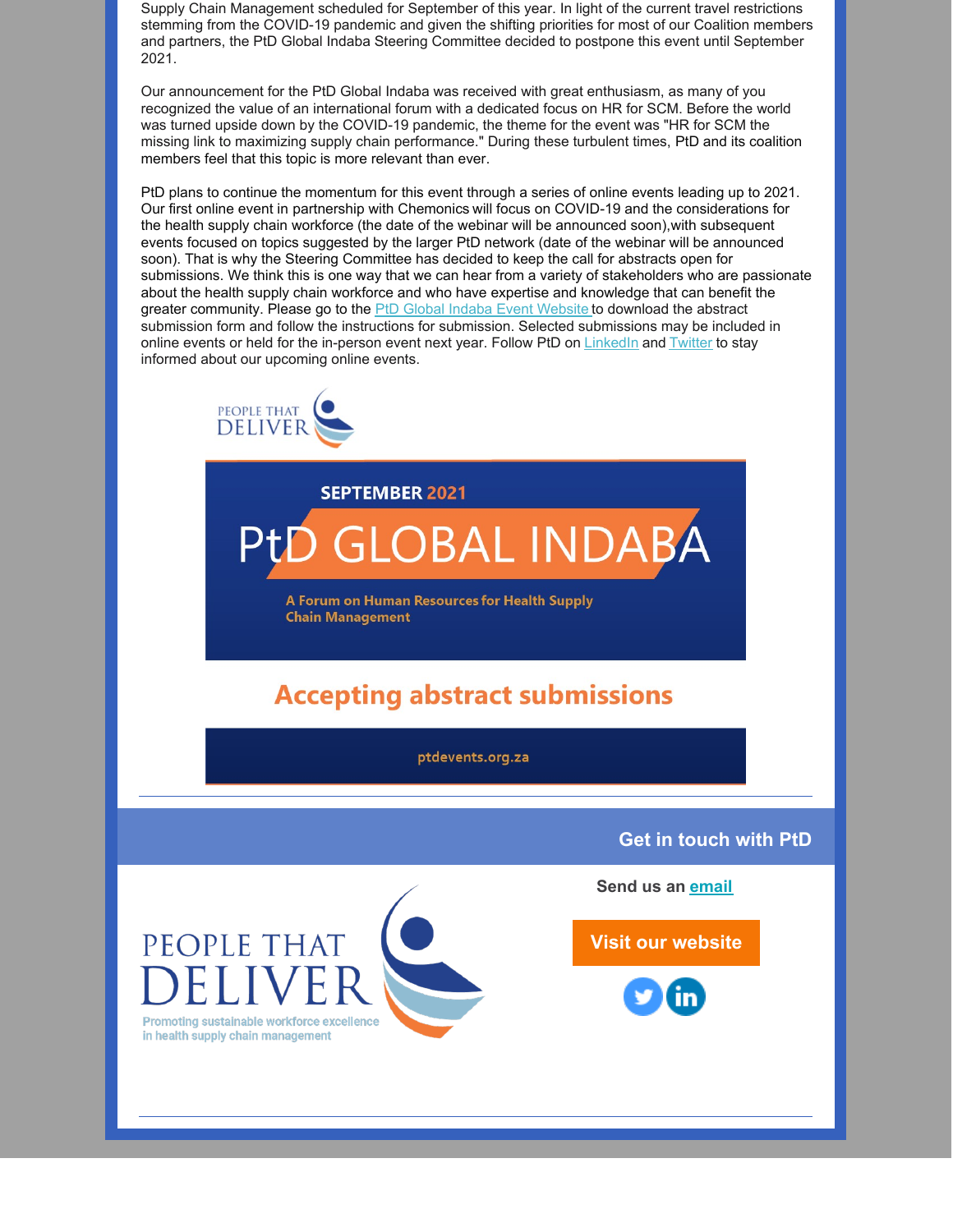Supply Chain Management scheduled for September of this year. In light of the current travel restrictions stemming from the COVID-19 pandemic and given the shifting priorities for most of our Coalition members and partners, the PtD Global Indaba Steering Committee decided to postpone this event until September 2021.

Our announcement for the PtD Global Indaba was received with great enthusiasm, as many of you recognized the value of an international forum with a dedicated focus on HR for SCM. Before the world was turned upside down by the COVID-19 pandemic, the theme for the event was "HR for SCM the missing link to maximizing supply chain performance." During these turbulent times, PtD and its coalition members feel that this topic is more relevant than ever.

PtD plans to continue the momentum for this event through a series of online events leading up to 2021. Our first online event in partnership with Chemonics will focus on COVID-19 and the considerations for the health supply chain workforce (the date of the webinar will be announced soon),with subsequent events focused on topics suggested by the larger PtD network (date of the webinar will be announced soon). That is why the Steering Committee has decided to keep the call for abstracts open for submissions. We think this is one way that we can hear from a variety of stakeholders who are passionate about the health supply chain workforce and who have expertise and knowledge that can benefit the greater community. Please go to the PtD Global Indaba Event Website to download the abstract submission form and follow the instructions for submission. Selected submissions may be included in online events or held for the in-person event next year. Follow PtD on LinkedIn and Twitter to stay informed about our upcoming online events.

PEOPLE THAT DELIVER

SEPTEMBER 2021

PtD GLOBAL INDABA

A Forum on Human Resources for Health Supply Chain Management

Accepting abstract submissions

ptdevents.org.za

---

## Get in touch with PtD

PEOPLE THAT DELIVER

Promoting sustainable workforce excellence in health supply chain management

Send us an **email**

**Visit our website**